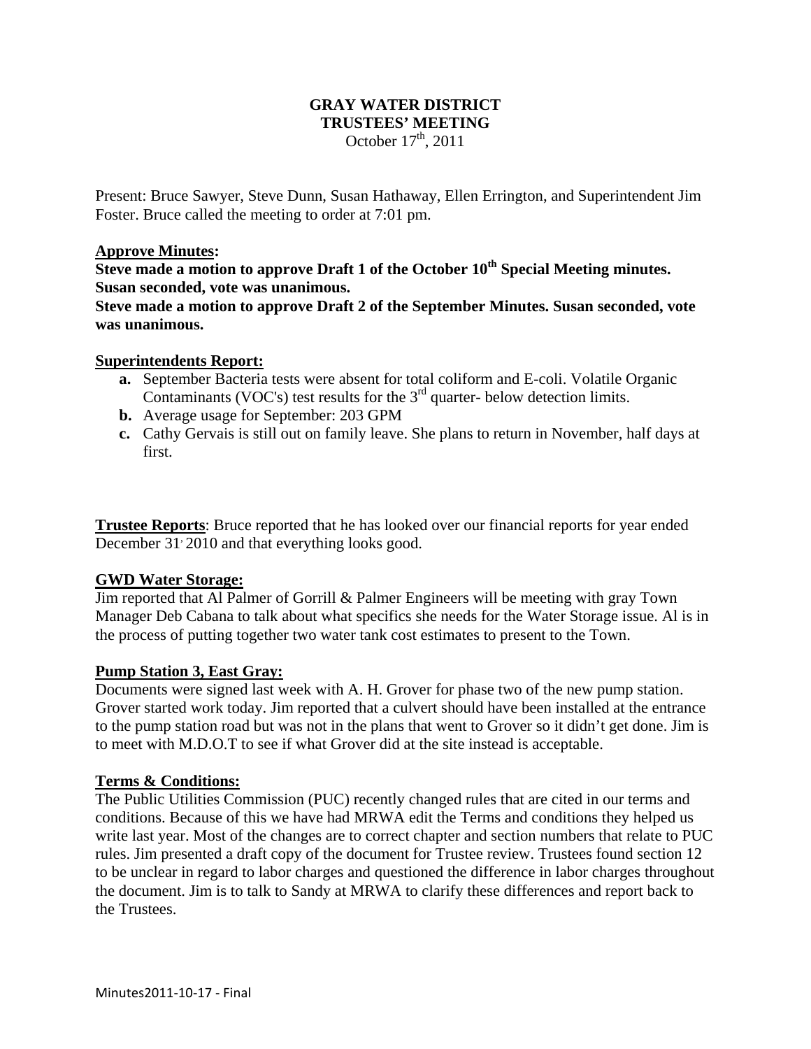# GRAY WATER DISTRICT
## TRUSTEES' MEETING
October 17th, 2011

Present: Bruce Sawyer, Steve Dunn, Susan Hathaway, Ellen Errington, and Superintendent Jim Foster. Bruce called the meeting to order at 7:01 pm.

**Approve Minutes:**

**Steve made a motion to approve Draft 1 of the October 10th Special Meeting minutes. Susan seconded, vote was unanimous.**

**Steve made a motion to approve Draft 2 of the September Minutes. Susan seconded, vote was unanimous.**

**Superintendents Report:**

- **a.** September Bacteria tests were absent for total coliform and E-coli. Volatile Organic Contaminants (VOC's) test results for the 3rd quarter- below detection limits.
- **b.** Average usage for September: 203 GPM
- **c.** Cathy Gervais is still out on family leave. She plans to return in November, half days at first.

**Trustee Reports**: Bruce reported that he has looked over our financial reports for year ended December 31, 2010 and that everything looks good.

**GWD Water Storage:**

Jim reported that Al Palmer of Gorrill & Palmer Engineers will be meeting with gray Town Manager Deb Cabana to talk about what specifics she needs for the Water Storage issue. Al is in the process of putting together two water tank cost estimates to present to the Town.

**Pump Station 3, East Gray:**

Documents were signed last week with A. H. Grover for phase two of the new pump station. Grover started work today. Jim reported that a culvert should have been installed at the entrance to the pump station road but was not in the plans that went to Grover so it didn't get done. Jim is to meet with M.D.O.T to see if what Grover did at the site instead is acceptable.

**Terms & Conditions:**

The Public Utilities Commission (PUC) recently changed rules that are cited in our terms and conditions. Because of this we have had MRWA edit the Terms and conditions they helped us write last year. Most of the changes are to correct chapter and section numbers that relate to PUC rules. Jim presented a draft copy of the document for Trustee review. Trustees found section 12 to be unclear in regard to labor charges and questioned the difference in labor charges throughout the document. Jim is to talk to Sandy at MRWA to clarify these differences and report back to the Trustees.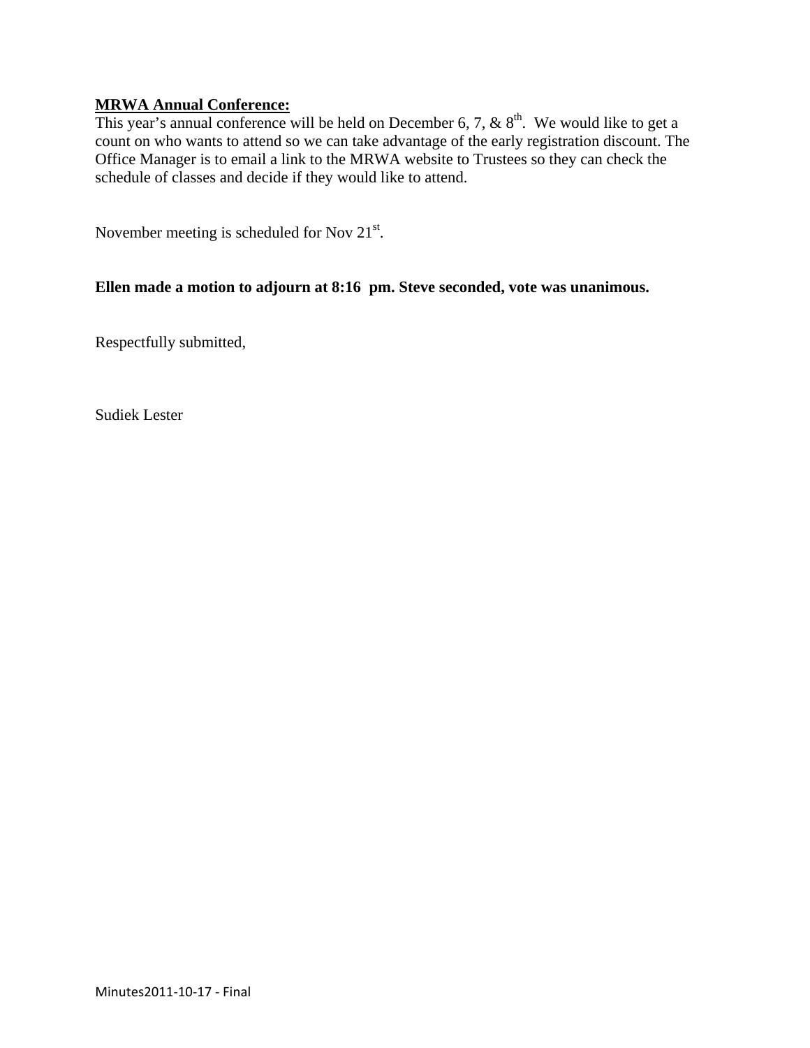**MRWA Annual Conference:**

This year's annual conference will be held on December 6, 7, & 8th. We would like to get a count on who wants to attend so we can take advantage of the early registration discount. The Office Manager is to email a link to the MRWA website to Trustees so they can check the schedule of classes and decide if they would like to attend.

November meeting is scheduled for Nov 21st.

**Ellen made a motion to adjourn at 8:16 pm. Steve seconded, vote was unanimous.**

Respectfully submitted,

Sudiek Lester